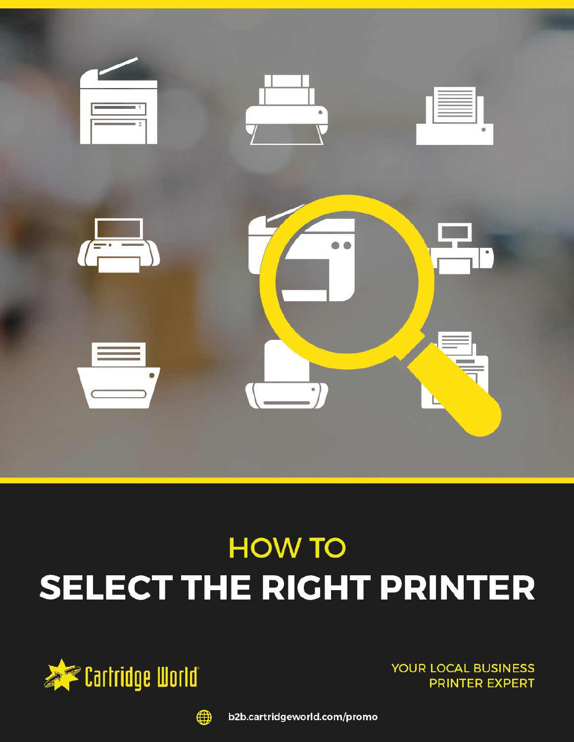# HOW TO
# SELECT THE RIGHT PRINTER

Cartridge World

YOUR LOCAL BUSINESS PRINTER EXPERT

b2b.cartridgeworld.com/promo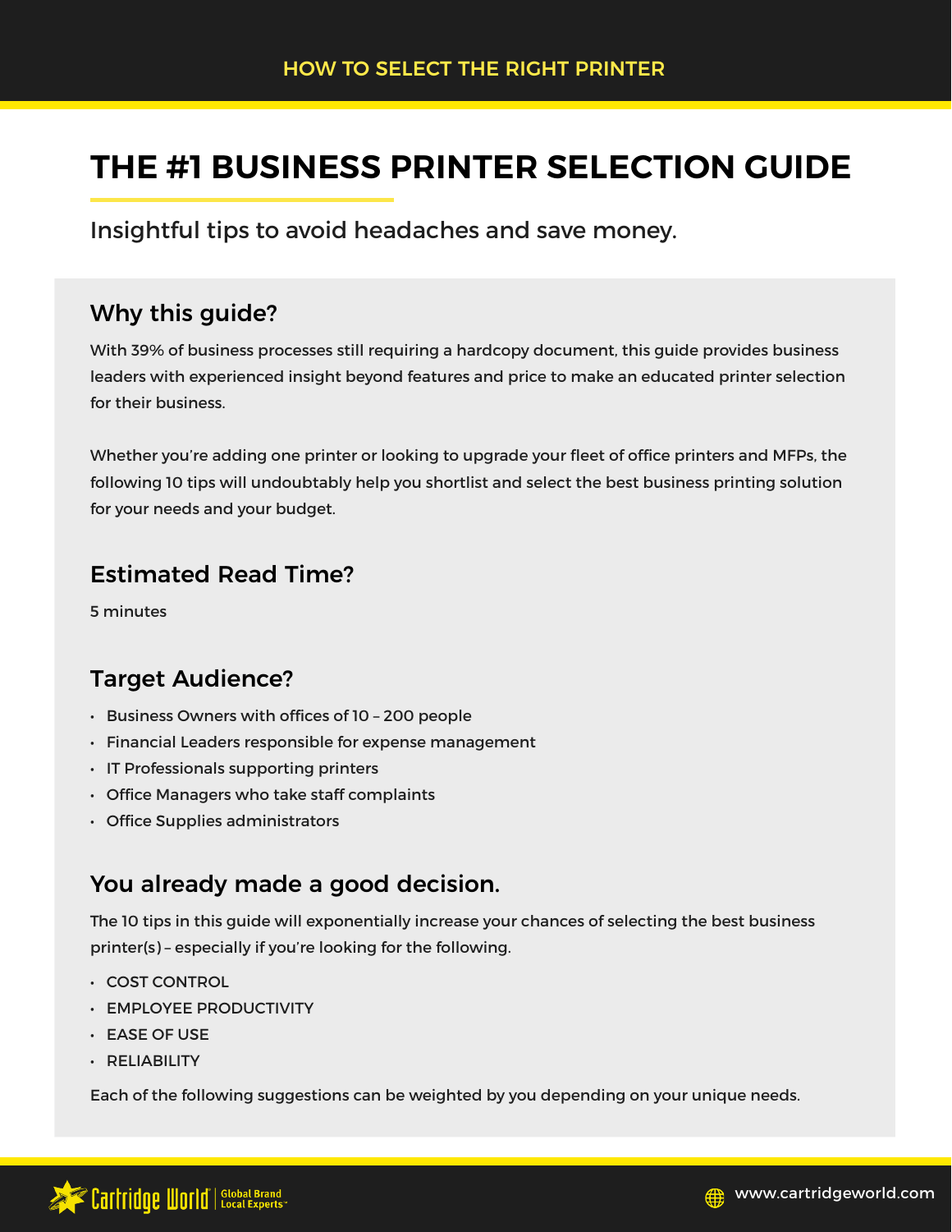# THE #1 BUSINESS PRINTER SELECTION GUIDE

Insightful tips to avoid headaches and save money.

## Why this guide?

With 39% of business processes still requiring a hardcopy document, this guide provides business leaders with experienced insight beyond features and price to make an educated printer selection for their business.

Whether you're adding one printer or looking to upgrade your fleet of office printers and MFPs, the following 10 tips will undoubtably help you shortlist and select the best business printing solution for your needs and your budget.

## Estimated Read Time?

5 minutes

## Target Audience?

- Business Owners with offices of 10 – 200 people
- Financial Leaders responsible for expense management
- IT Professionals supporting printers
- Office Managers who take staff complaints
- Office Supplies administrators

## You already made a good decision.

The 10 tips in this guide will exponentially increase your chances of selecting the best business printer(s) – especially if you're looking for the following.

- COST CONTROL
- EMPLOYEE PRODUCTIVITY
- EASE OF USE
- RELIABILITY

Each of the following suggestions can be weighted by you depending on your unique needs.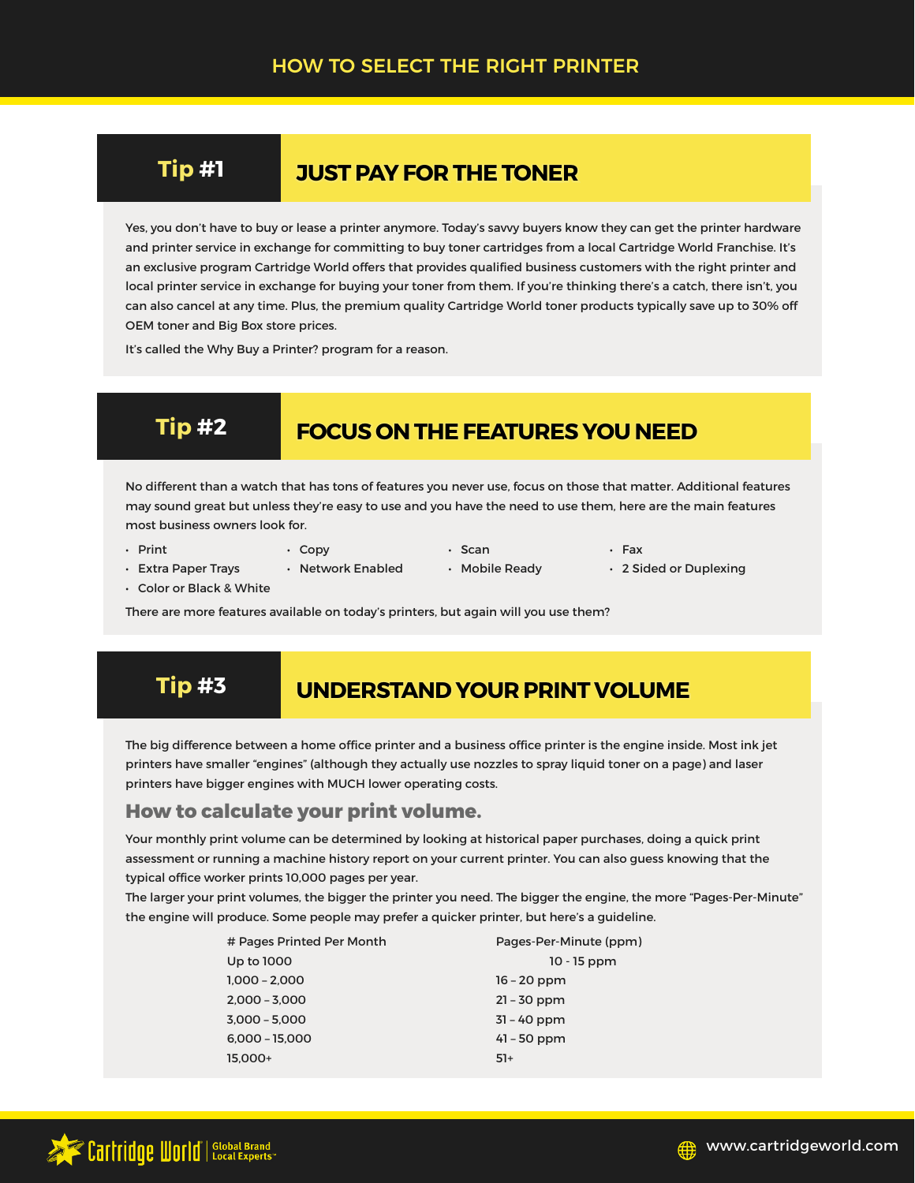# HOW TO SELECT THE RIGHT PRINTER

## Tip #1 JUST PAY FOR THE TONER

Yes, you don't have to buy or lease a printer anymore. Today's savvy buyers know they can get the printer hardware and printer service in exchange for committing to buy toner cartridges from a local Cartridge World Franchise. It's an exclusive program Cartridge World offers that provides qualified business customers with the right printer and local printer service in exchange for buying your toner from them. If you're thinking there's a catch, there isn't, you can also cancel at any time. Plus, the premium quality Cartridge World toner products typically save up to 30% off OEM toner and Big Box store prices.

It's called the Why Buy a Printer? program for a reason.

## Tip #2 FOCUS ON THE FEATURES YOU NEED

No different than a watch that has tons of features you never use, focus on those that matter. Additional features may sound great but unless they're easy to use and you have the need to use them, here are the main features most business owners look for.

- Print
- Copy
- Scan
- Fax
- Extra Paper Trays
- Network Enabled
- Mobile Ready
- 2 Sided or Duplexing
- Color or Black & White

There are more features available on today's printers, but again will you use them?

## Tip #3 UNDERSTAND YOUR PRINT VOLUME

The big difference between a home office printer and a business office printer is the engine inside. Most ink jet printers have smaller "engines" (although they actually use nozzles to spray liquid toner on a page) and laser printers have bigger engines with MUCH lower operating costs.

### How to calculate your print volume.

Your monthly print volume can be determined by looking at historical paper purchases, doing a quick print assessment or running a machine history report on your current printer. You can also guess knowing that the typical office worker prints 10,000 pages per year.

The larger your print volumes, the bigger the printer you need. The bigger the engine, the more "Pages-Per-Minute" the engine will produce. Some people may prefer a quicker printer, but here's a guideline.

| # Pages Printed Per Month | Pages-Per-Minute (ppm) |
|---|---|
| Up to 1000 | 10 - 15 ppm |
| 1,000 – 2,000 | 16 – 20 ppm |
| 2,000 – 3,000 | 21 – 30 ppm |
| 3,000 – 5,000 | 31 – 40 ppm |
| 6,000 – 15,000 | 41 – 50 ppm |
| 15,000+ | 51+ |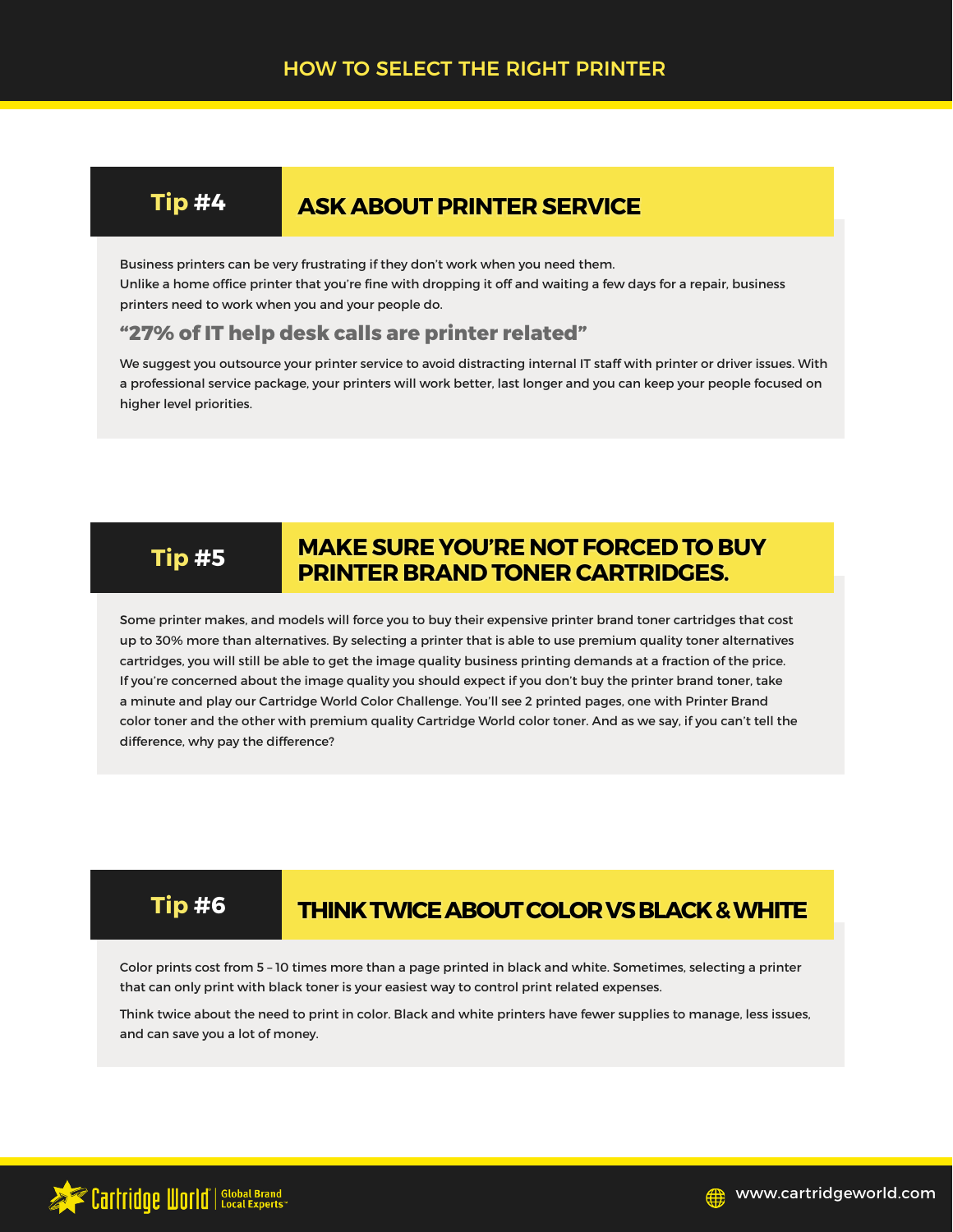## Tip #4 ASK ABOUT PRINTER SERVICE

Business printers can be very frustrating if they don't work when you need them.
Unlike a home office printer that you're fine with dropping it off and waiting a few days for a repair, business printers need to work when you and your people do.

### "27% of IT help desk calls are printer related"

We suggest you outsource your printer service to avoid distracting internal IT staff with printer or driver issues. With a professional service package, your printers will work better, last longer and you can keep your people focused on higher level priorities.

## Tip #5 MAKE SURE YOU'RE NOT FORCED TO BUY PRINTER BRAND TONER CARTRIDGES.

Some printer makes, and models will force you to buy their expensive printer brand toner cartridges that cost up to 30% more than alternatives. By selecting a printer that is able to use premium quality toner alternatives cartridges, you will still be able to get the image quality business printing demands at a fraction of the price. If you're concerned about the image quality you should expect if you don't buy the printer brand toner, take a minute and play our Cartridge World Color Challenge. You'll see 2 printed pages, one with Printer Brand color toner and the other with premium quality Cartridge World color toner. And as we say, if you can't tell the difference, why pay the difference?

## Tip #6 THINK TWICE ABOUT COLOR VS BLACK & WHITE

Color prints cost from 5 – 10 times more than a page printed in black and white. Sometimes, selecting a printer that can only print with black toner is your easiest way to control print related expenses.

Think twice about the need to print in color. Black and white printers have fewer supplies to manage, less issues, and can save you a lot of money.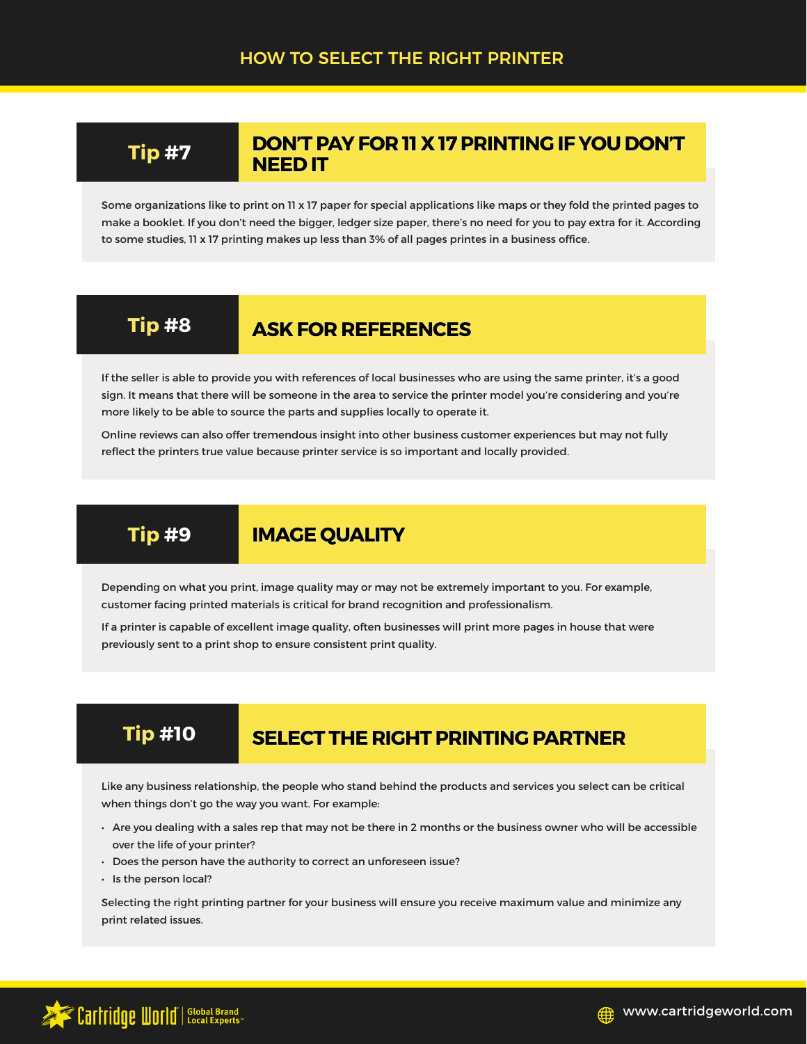# HOW TO SELECT THE RIGHT PRINTER

## Tip #7 DON'T PAY FOR 11 X 17 PRINTING IF YOU DON'T NEED IT

Some organizations like to print on 11 x 17 paper for special applications like maps or they fold the printed pages to make a booklet. If you don't need the bigger, ledger size paper, there's no need for you to pay extra for it. According to some studies, 11 x 17 printing makes up less than 3% of all pages printes in a business office.

## Tip #8 ASK FOR REFERENCES

If the seller is able to provide you with references of local businesses who are using the same printer, it's a good sign. It means that there will be someone in the area to service the printer model you're considering and you're more likely to be able to source the parts and supplies locally to operate it.

Online reviews can also offer tremendous insight into other business customer experiences but may not fully reflect the printers true value because printer service is so important and locally provided.

## Tip #9 IMAGE QUALITY

Depending on what you print, image quality may or may not be extremely important to you. For example, customer facing printed materials is critical for brand recognition and professionalism.

If a printer is capable of excellent image quality, often businesses will print more pages in house that were previously sent to a print shop to ensure consistent print quality.

## Tip #10 SELECT THE RIGHT PRINTING PARTNER

Like any business relationship, the people who stand behind the products and services you select can be critical when things don't go the way you want. For example:

- Are you dealing with a sales rep that may not be there in 2 months or the business owner who will be accessible over the life of your printer?
- Does the person have the authority to correct an unforeseen issue?
- Is the person local?

Selecting the right printing partner for your business will ensure you receive maximum value and minimize any print related issues.

Cartridge World | Global Brand Local Experts™

www.cartridgeworld.com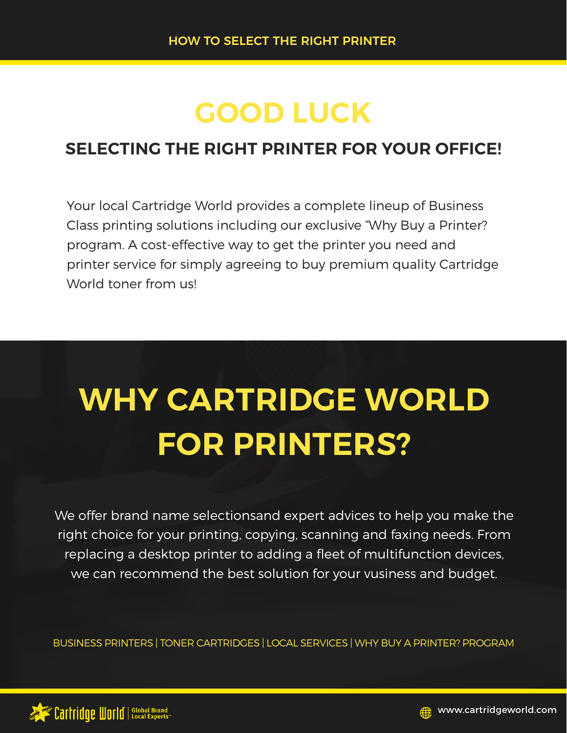# GOOD LUCK

## SELECTING THE RIGHT PRINTER FOR YOUR OFFICE!

Your local Cartridge World provides a complete lineup of Business Class printing solutions including our exclusive “Why Buy a Printer? program. A cost-effective way to get the printer you need and printer service for simply agreeing to buy premium quality Cartridge World toner from us!

# WHY CARTRIDGE WORLD FOR PRINTERS?

We offer brand name selectionsand expert advices to help you make the right choice for your printing, copying, scanning and faxing needs. From replacing a desktop printer to adding a fleet of multifunction devices, we can recommend the best solution for your vusiness and budget.

BUSINESS PRINTERS | TONER CARTRIDGES | LOCAL SERVICES | WHY BUY A PRINTER? PROGRAM

Cartridge World | Global Brand Local Experts™

www.cartridgeworld.com